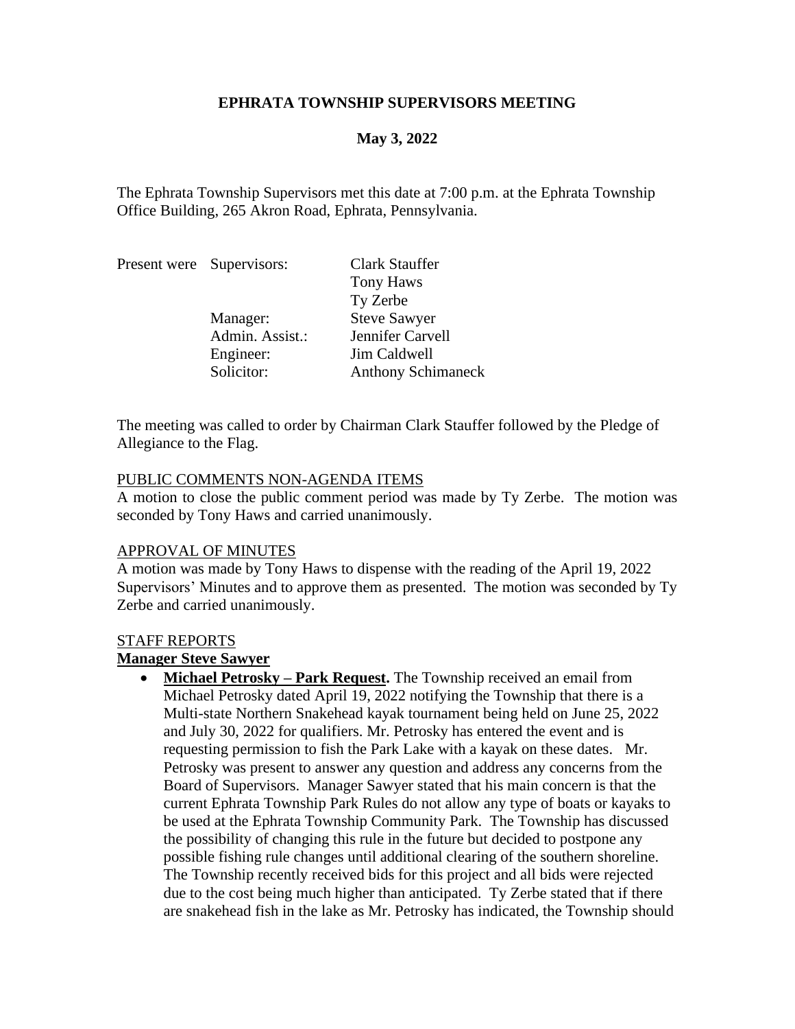**EPHRATA TOWNSHIP SUPERVISORS MEETING**

**May 3, 2022**

The Ephrata Township Supervisors met this date at 7:00 p.m. at the Ephrata Township Office Building, 265 Akron Road, Ephrata, Pennsylvania.

| Present were | Supervisors: | Clark Stauffer |
|---|---|---|
| | | Tony Haws |
| | | Ty Zerbe |
| | Manager: | Steve Sawyer |
| | Admin. Assist.: | Jennifer Carvell |
| | Engineer: | Jim Caldwell |
| | Solicitor: | Anthony Schimaneck |

The meeting was called to order by Chairman Clark Stauffer followed by the Pledge of Allegiance to the Flag.

PUBLIC COMMENTS NON-AGENDA ITEMS

A motion to close the public comment period was made by Ty Zerbe. The motion was seconded by Tony Haws and carried unanimously.

APPROVAL OF MINUTES

A motion was made by Tony Haws to dispense with the reading of the April 19, 2022 Supervisors' Minutes and to approve them as presented. The motion was seconded by Ty Zerbe and carried unanimously.

STAFF REPORTS

**Manager Steve Sawyer**

- **Michael Petrosky – Park Request.** The Township received an email from Michael Petrosky dated April 19, 2022 notifying the Township that there is a Multi-state Northern Snakehead kayak tournament being held on June 25, 2022 and July 30, 2022 for qualifiers. Mr. Petrosky has entered the event and is requesting permission to fish the Park Lake with a kayak on these dates. Mr. Petrosky was present to answer any question and address any concerns from the Board of Supervisors. Manager Sawyer stated that his main concern is that the current Ephrata Township Park Rules do not allow any type of boats or kayaks to be used at the Ephrata Township Community Park. The Township has discussed the possibility of changing this rule in the future but decided to postpone any possible fishing rule changes until additional clearing of the southern shoreline. The Township recently received bids for this project and all bids were rejected due to the cost being much higher than anticipated. Ty Zerbe stated that if there are snakehead fish in the lake as Mr. Petrosky has indicated, the Township should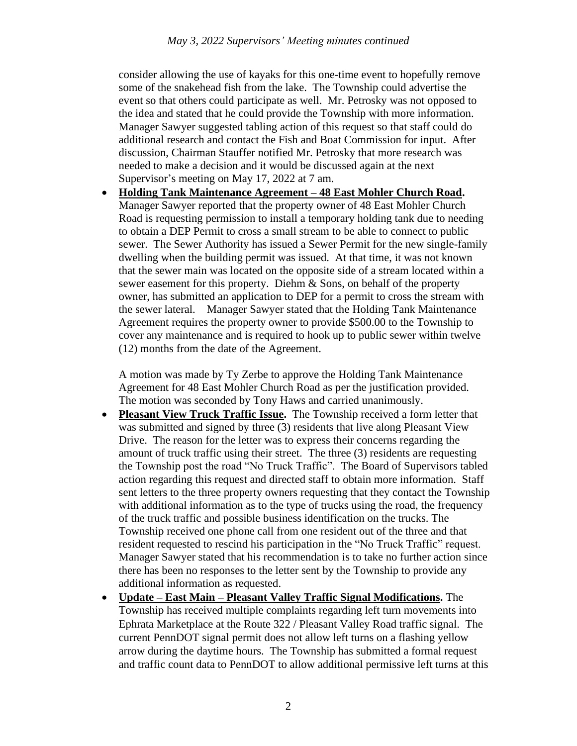consider allowing the use of kayaks for this one-time event to hopefully remove some of the snakehead fish from the lake. The Township could advertise the event so that others could participate as well. Mr. Petrosky was not opposed to the idea and stated that he could provide the Township with more information. Manager Sawyer suggested tabling action of this request so that staff could do additional research and contact the Fish and Boat Commission for input. After discussion, Chairman Stauffer notified Mr. Petrosky that more research was needed to make a decision and it would be discussed again at the next Supervisor's meeting on May 17, 2022 at 7 am.

- **Holding Tank Maintenance Agreement – 48 East Mohler Church Road.** Manager Sawyer reported that the property owner of 48 East Mohler Church Road is requesting permission to install a temporary holding tank due to needing to obtain a DEP Permit to cross a small stream to be able to connect to public sewer. The Sewer Authority has issued a Sewer Permit for the new single-family dwelling when the building permit was issued. At that time, it was not known that the sewer main was located on the opposite side of a stream located within a sewer easement for this property. Diehm & Sons, on behalf of the property owner, has submitted an application to DEP for a permit to cross the stream with the sewer lateral. Manager Sawyer stated that the Holding Tank Maintenance Agreement requires the property owner to provide $500.00 to the Township to cover any maintenance and is required to hook up to public sewer within twelve (12) months from the date of the Agreement.

  A motion was made by Ty Zerbe to approve the Holding Tank Maintenance Agreement for 48 East Mohler Church Road as per the justification provided. The motion was seconded by Tony Haws and carried unanimously.

- **Pleasant View Truck Traffic Issue.** The Township received a form letter that was submitted and signed by three (3) residents that live along Pleasant View Drive. The reason for the letter was to express their concerns regarding the amount of truck traffic using their street. The three (3) residents are requesting the Township post the road "No Truck Traffic". The Board of Supervisors tabled action regarding this request and directed staff to obtain more information. Staff sent letters to the three property owners requesting that they contact the Township with additional information as to the type of trucks using the road, the frequency of the truck traffic and possible business identification on the trucks. The Township received one phone call from one resident out of the three and that resident requested to rescind his participation in the "No Truck Traffic" request. Manager Sawyer stated that his recommendation is to take no further action since there has been no responses to the letter sent by the Township to provide any additional information as requested.

- **Update – East Main – Pleasant Valley Traffic Signal Modifications.** The Township has received multiple complaints regarding left turn movements into Ephrata Marketplace at the Route 322 / Pleasant Valley Road traffic signal. The current PennDOT signal permit does not allow left turns on a flashing yellow arrow during the daytime hours. The Township has submitted a formal request and traffic count data to PennDOT to allow additional permissive left turns at this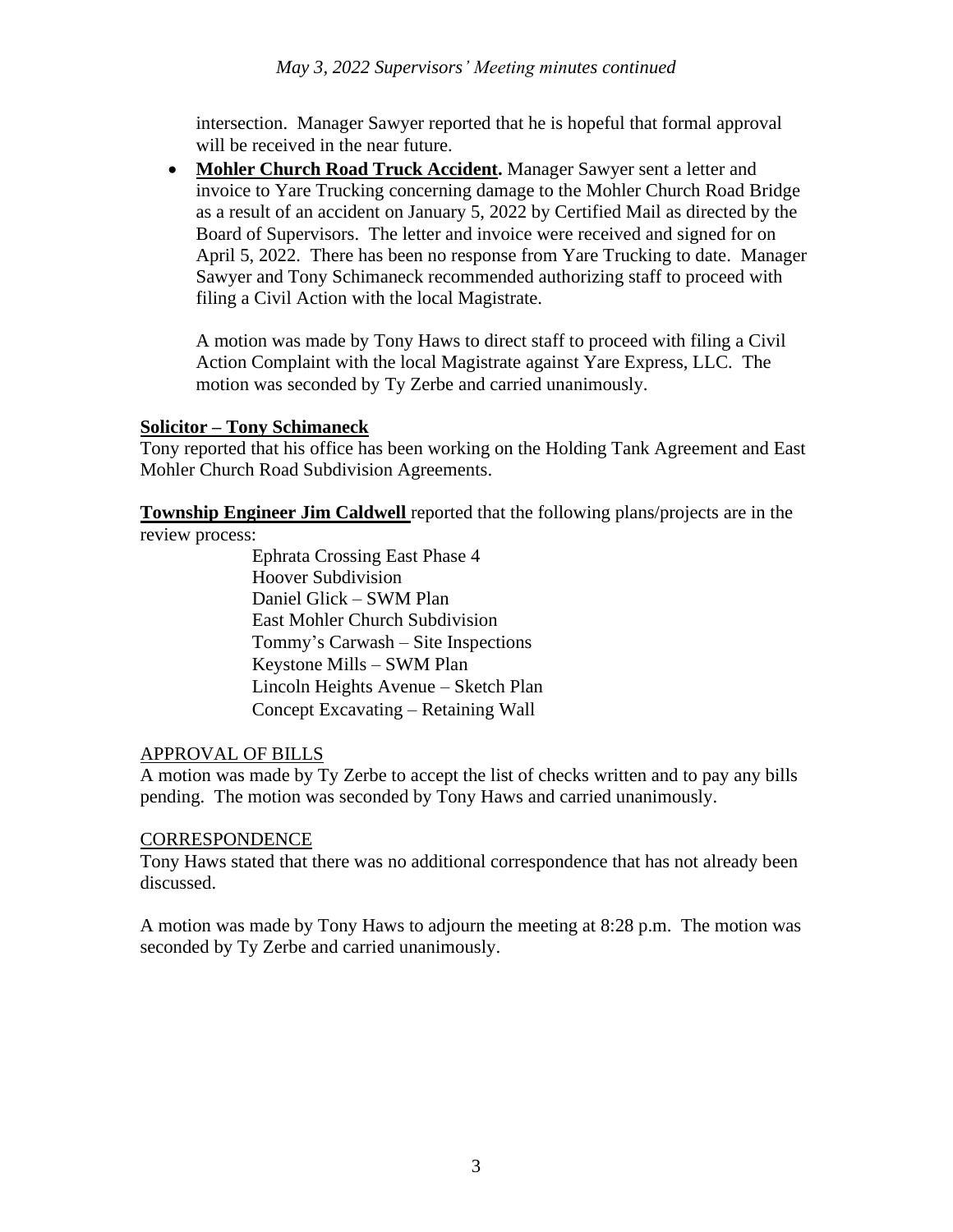intersection. Manager Sawyer reported that he is hopeful that formal approval will be received in the near future.

- **Mohler Church Road Truck Accident.** Manager Sawyer sent a letter and invoice to Yare Trucking concerning damage to the Mohler Church Road Bridge as a result of an accident on January 5, 2022 by Certified Mail as directed by the Board of Supervisors. The letter and invoice were received and signed for on April 5, 2022. There has been no response from Yare Trucking to date. Manager Sawyer and Tony Schimaneck recommended authorizing staff to proceed with filing a Civil Action with the local Magistrate.

  A motion was made by Tony Haws to direct staff to proceed with filing a Civil Action Complaint with the local Magistrate against Yare Express, LLC. The motion was seconded by Ty Zerbe and carried unanimously.

**Solicitor – Tony Schimaneck**

Tony reported that his office has been working on the Holding Tank Agreement and East Mohler Church Road Subdivision Agreements.

**Township Engineer Jim Caldwell** reported that the following plans/projects are in the review process:

Ephrata Crossing East Phase 4
Hoover Subdivision
Daniel Glick – SWM Plan
East Mohler Church Subdivision
Tommy's Carwash – Site Inspections
Keystone Mills – SWM Plan
Lincoln Heights Avenue – Sketch Plan
Concept Excavating – Retaining Wall

APPROVAL OF BILLS

A motion was made by Ty Zerbe to accept the list of checks written and to pay any bills pending. The motion was seconded by Tony Haws and carried unanimously.

CORRESPONDENCE

Tony Haws stated that there was no additional correspondence that has not already been discussed.

A motion was made by Tony Haws to adjourn the meeting at 8:28 p.m. The motion was seconded by Ty Zerbe and carried unanimously.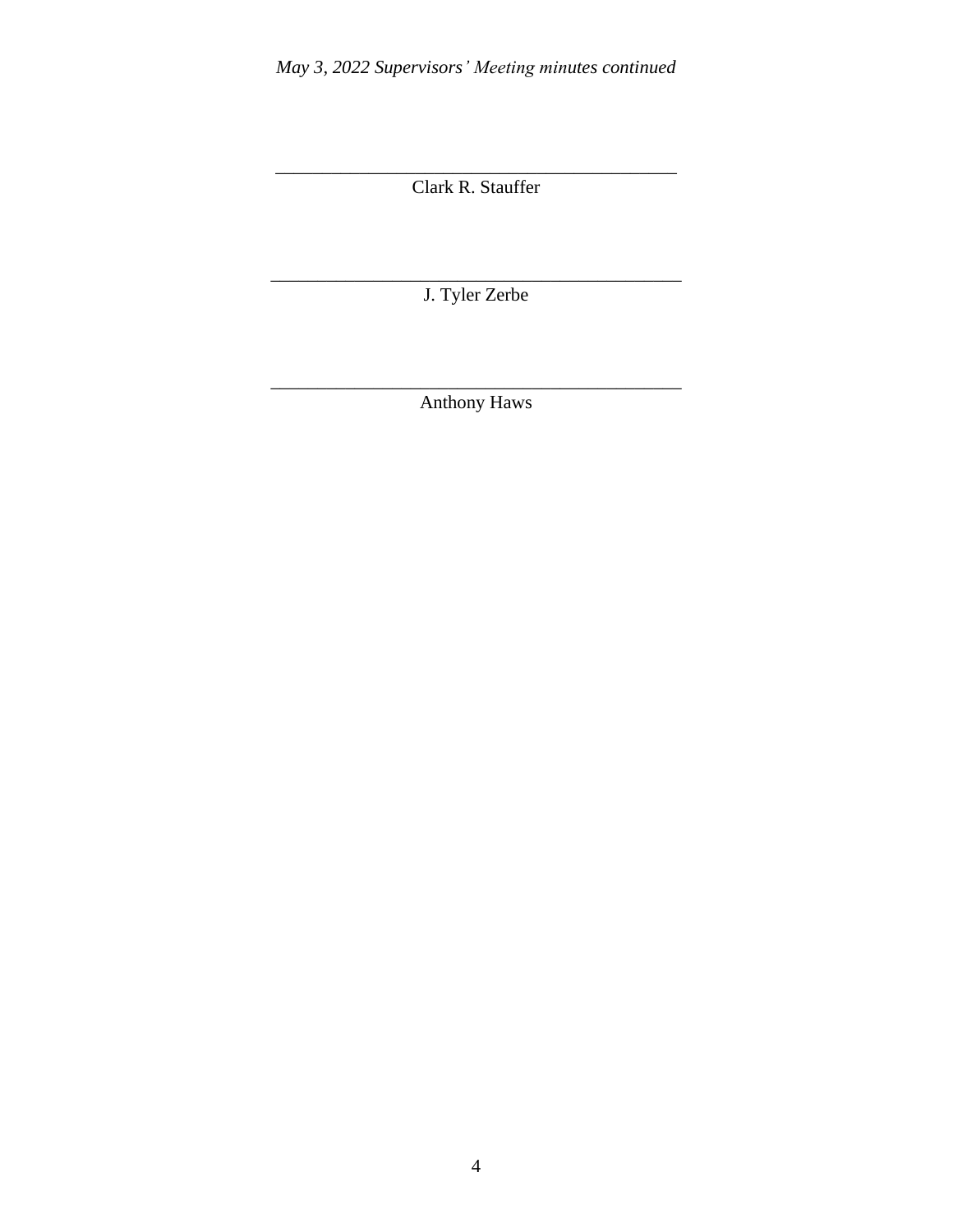_____________________________________________
Clark R. Stauffer

_____________________________________________
J. Tyler Zerbe

_____________________________________________
Anthony Haws